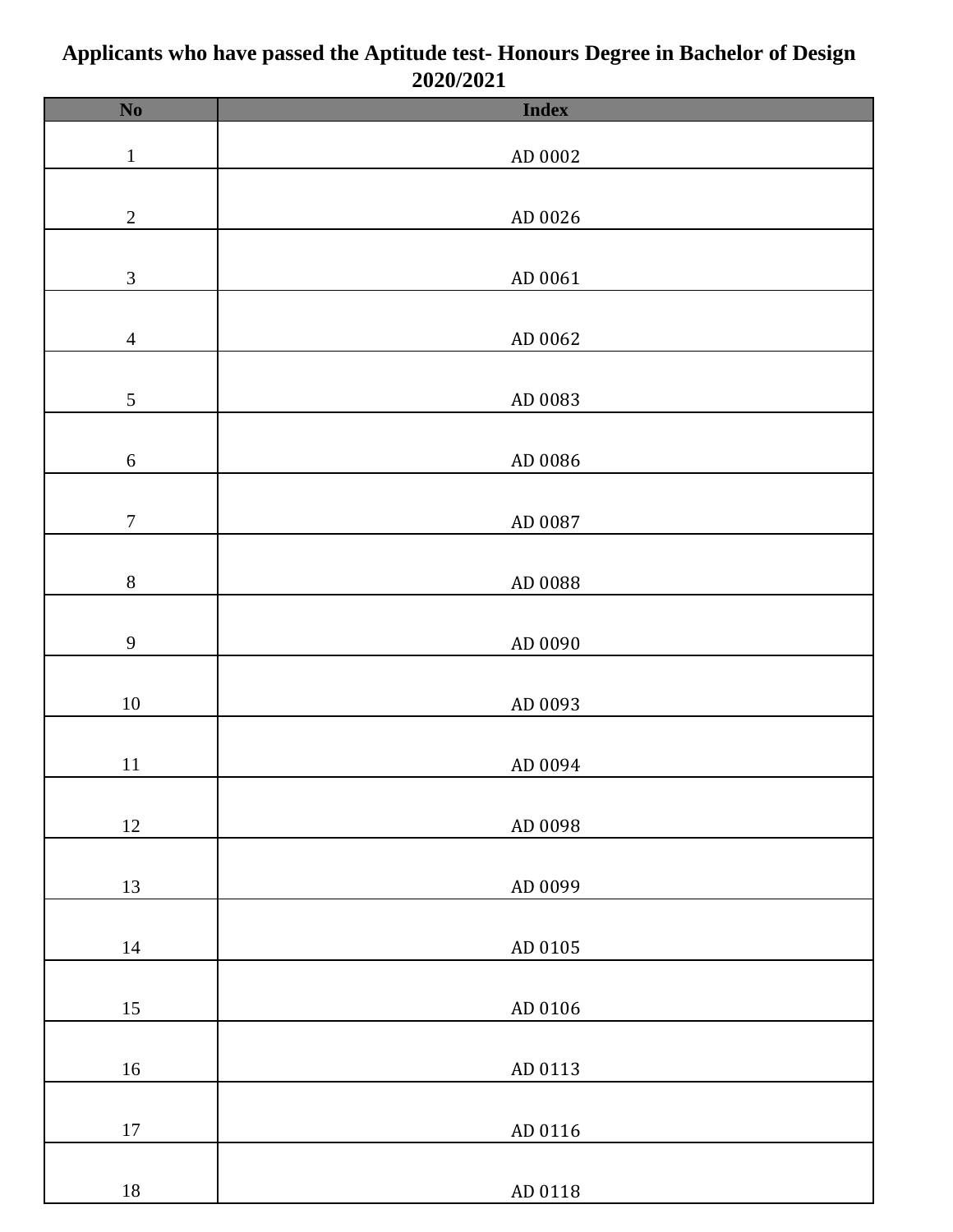# Applicants who have passed the Aptitude test- Honours Degree in Bachelor of Design 2020/2021

| No | Index |
|---|---|
| 1 | AD 0002 |
| 2 | AD 0026 |
| 3 | AD 0061 |
| 4 | AD 0062 |
| 5 | AD 0083 |
| 6 | AD 0086 |
| 7 | AD 0087 |
| 8 | AD 0088 |
| 9 | AD 0090 |
| 10 | AD 0093 |
| 11 | AD 0094 |
| 12 | AD 0098 |
| 13 | AD 0099 |
| 14 | AD 0105 |
| 15 | AD 0106 |
| 16 | AD 0113 |
| 17 | AD 0116 |
| 18 | AD 0118 |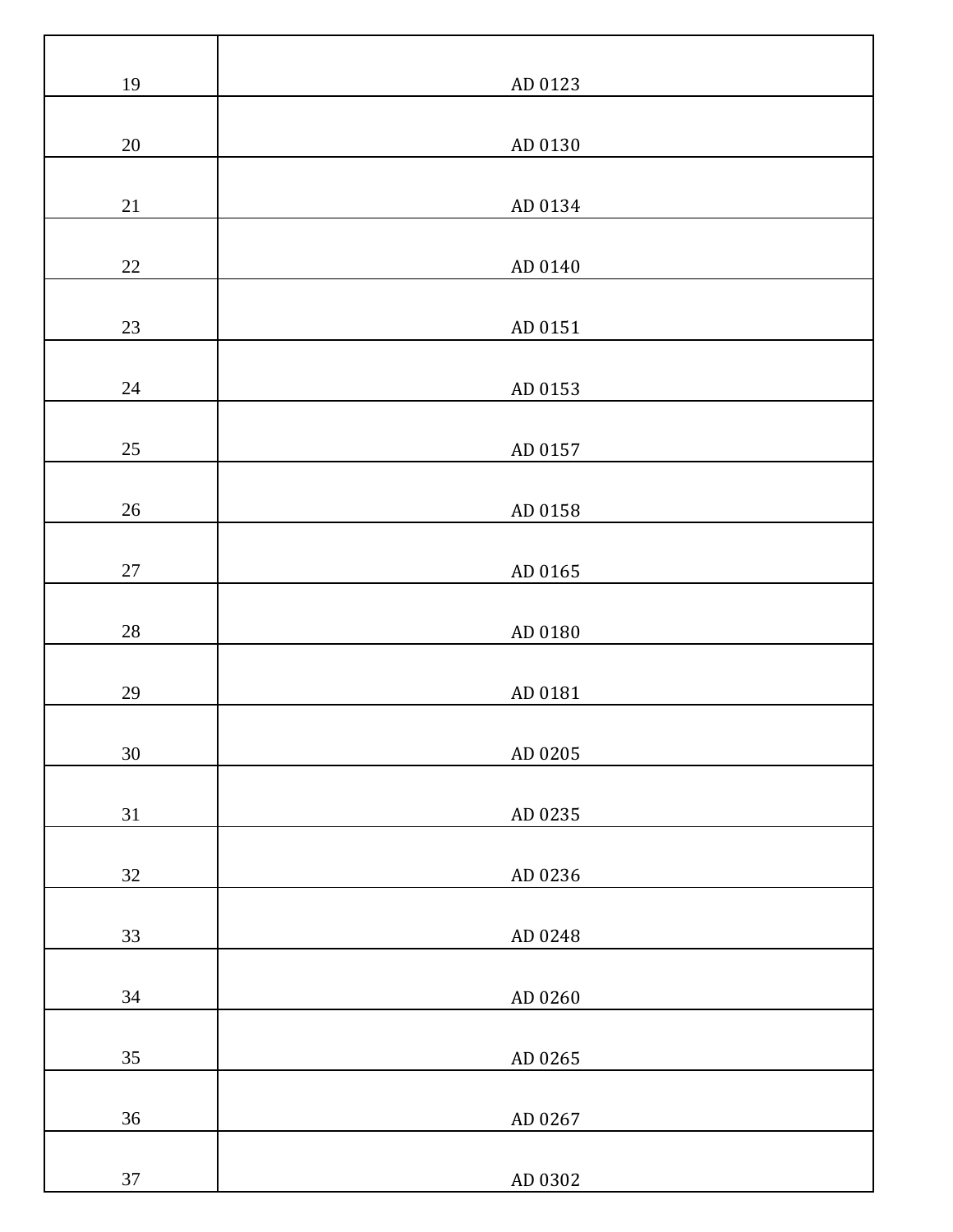| | |
|---|---|
| 19 | AD 0123 |
| 20 | AD 0130 |
| 21 | AD 0134 |
| 22 | AD 0140 |
| 23 | AD 0151 |
| 24 | AD 0153 |
| 25 | AD 0157 |
| 26 | AD 0158 |
| 27 | AD 0165 |
| 28 | AD 0180 |
| 29 | AD 0181 |
| 30 | AD 0205 |
| 31 | AD 0235 |
| 32 | AD 0236 |
| 33 | AD 0248 |
| 34 | AD 0260 |
| 35 | AD 0265 |
| 36 | AD 0267 |
| 37 | AD 0302 |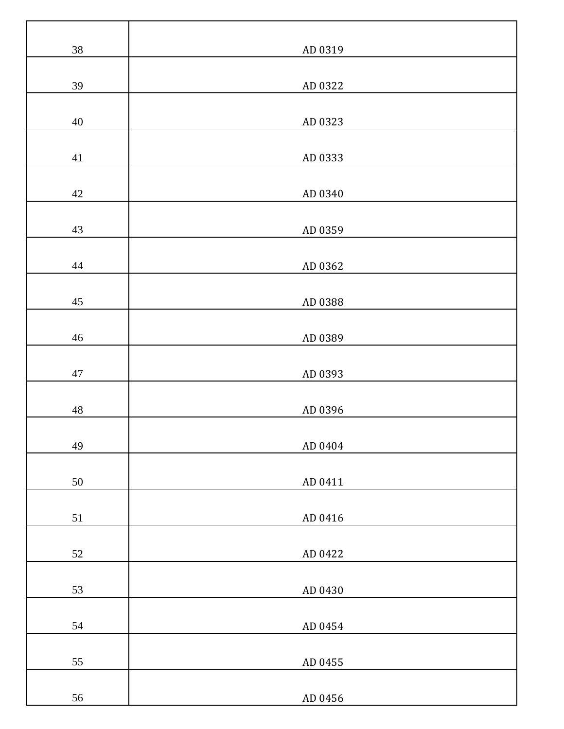| | |
|---|---|
| 38 | AD 0319 |
| 39 | AD 0322 |
| 40 | AD 0323 |
| 41 | AD 0333 |
| 42 | AD 0340 |
| 43 | AD 0359 |
| 44 | AD 0362 |
| 45 | AD 0388 |
| 46 | AD 0389 |
| 47 | AD 0393 |
| 48 | AD 0396 |
| 49 | AD 0404 |
| 50 | AD 0411 |
| 51 | AD 0416 |
| 52 | AD 0422 |
| 53 | AD 0430 |
| 54 | AD 0454 |
| 55 | AD 0455 |
| 56 | AD 0456 |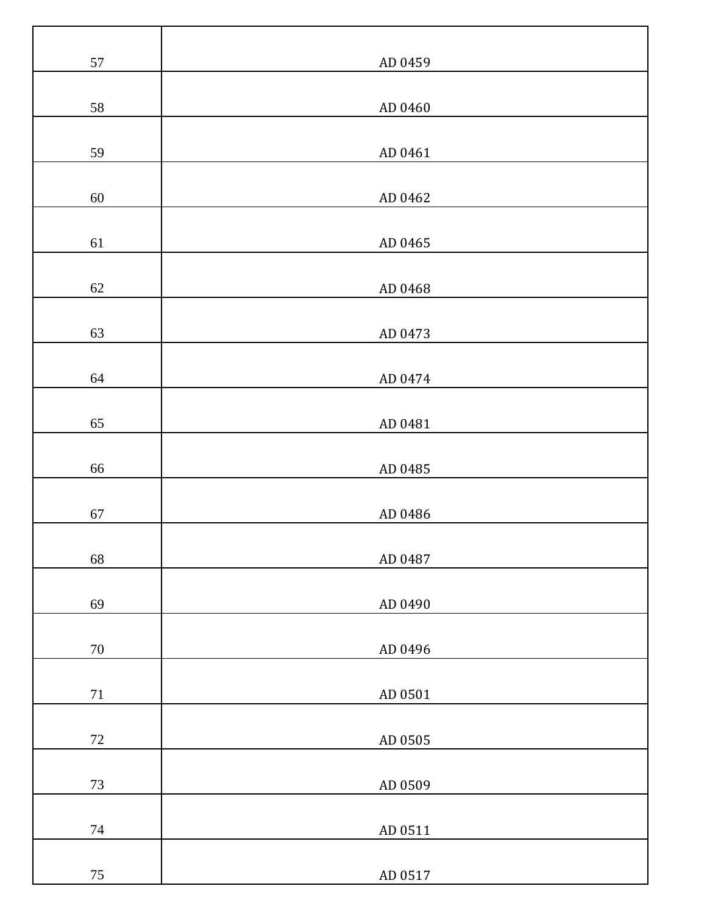| 57 | AD 0459 |
|---|---|
| 58 | AD 0460 |
| 59 | AD 0461 |
| 60 | AD 0462 |
| 61 | AD 0465 |
| 62 | AD 0468 |
| 63 | AD 0473 |
| 64 | AD 0474 |
| 65 | AD 0481 |
| 66 | AD 0485 |
| 67 | AD 0486 |
| 68 | AD 0487 |
| 69 | AD 0490 |
| 70 | AD 0496 |
| 71 | AD 0501 |
| 72 | AD 0505 |
| 73 | AD 0509 |
| 74 | AD 0511 |
| 75 | AD 0517 |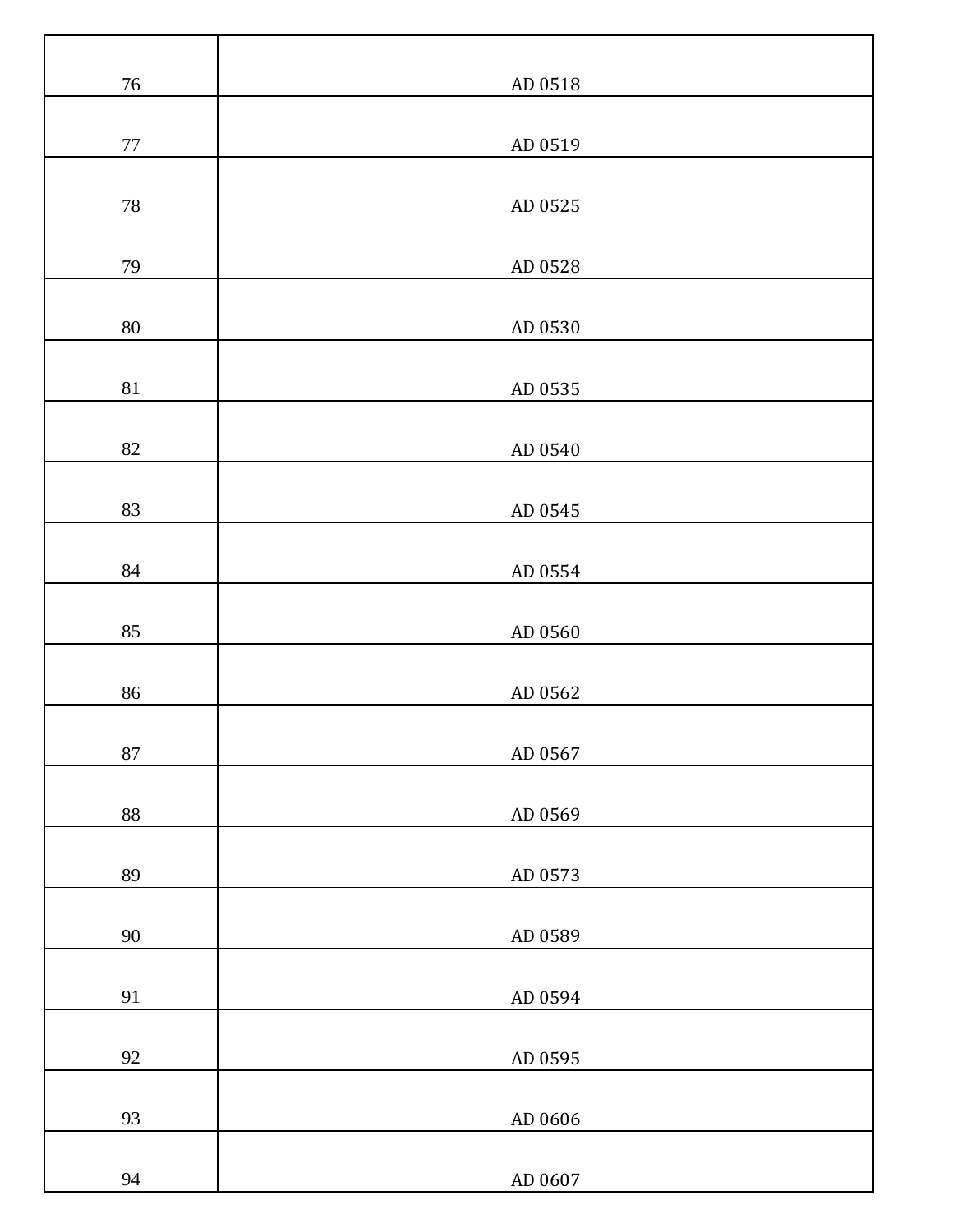| | |
|---|---|
| 76 | AD 0518 |
| 77 | AD 0519 |
| 78 | AD 0525 |
| 79 | AD 0528 |
| 80 | AD 0530 |
| 81 | AD 0535 |
| 82 | AD 0540 |
| 83 | AD 0545 |
| 84 | AD 0554 |
| 85 | AD 0560 |
| 86 | AD 0562 |
| 87 | AD 0567 |
| 88 | AD 0569 |
| 89 | AD 0573 |
| 90 | AD 0589 |
| 91 | AD 0594 |
| 92 | AD 0595 |
| 93 | AD 0606 |
| 94 | AD 0607 |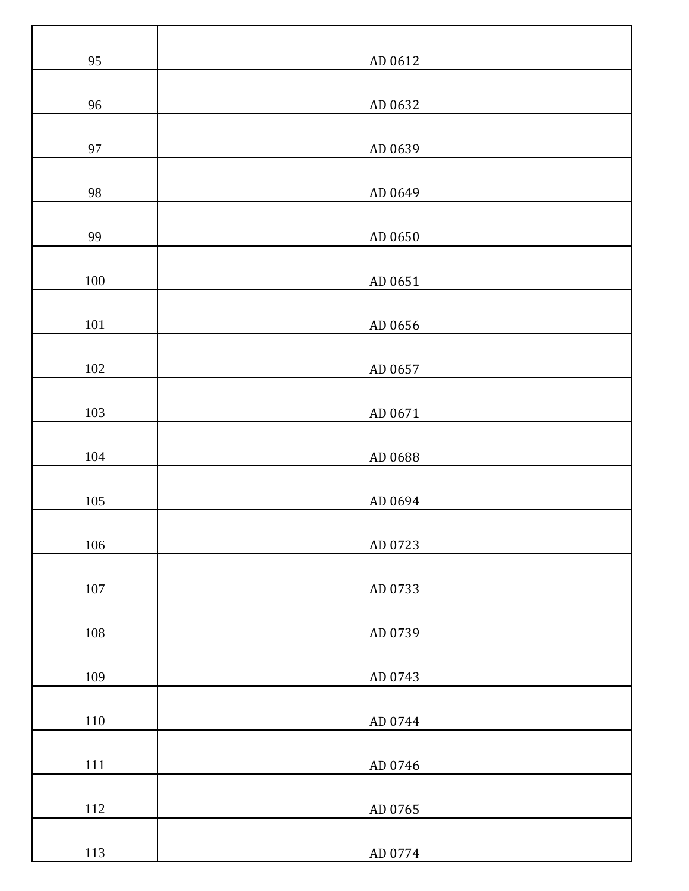| | |
|---|---|
| 95 | AD 0612 |
| 96 | AD 0632 |
| 97 | AD 0639 |
| 98 | AD 0649 |
| 99 | AD 0650 |
| 100 | AD 0651 |
| 101 | AD 0656 |
| 102 | AD 0657 |
| 103 | AD 0671 |
| 104 | AD 0688 |
| 105 | AD 0694 |
| 106 | AD 0723 |
| 107 | AD 0733 |
| 108 | AD 0739 |
| 109 | AD 0743 |
| 110 | AD 0744 |
| 111 | AD 0746 |
| 112 | AD 0765 |
| 113 | AD 0774 |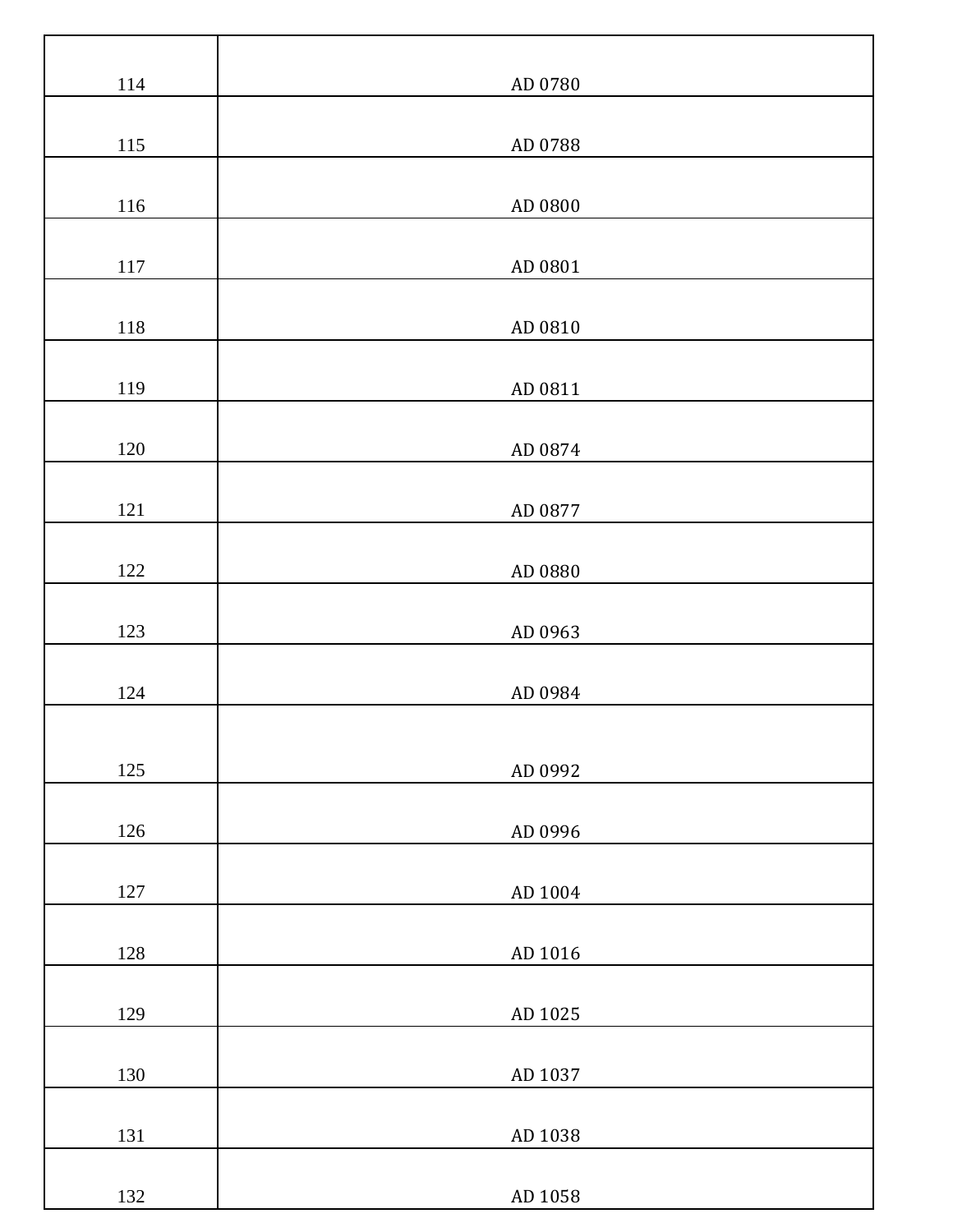| | |
|---|---|
| 114 | AD 0780 |
| 115 | AD 0788 |
| 116 | AD 0800 |
| 117 | AD 0801 |
| 118 | AD 0810 |
| 119 | AD 0811 |
| 120 | AD 0874 |
| 121 | AD 0877 |
| 122 | AD 0880 |
| 123 | AD 0963 |
| 124 | AD 0984 |
| 125 | AD 0992 |
| 126 | AD 0996 |
| 127 | AD 1004 |
| 128 | AD 1016 |
| 129 | AD 1025 |
| 130 | AD 1037 |
| 131 | AD 1038 |
| 132 | AD 1058 |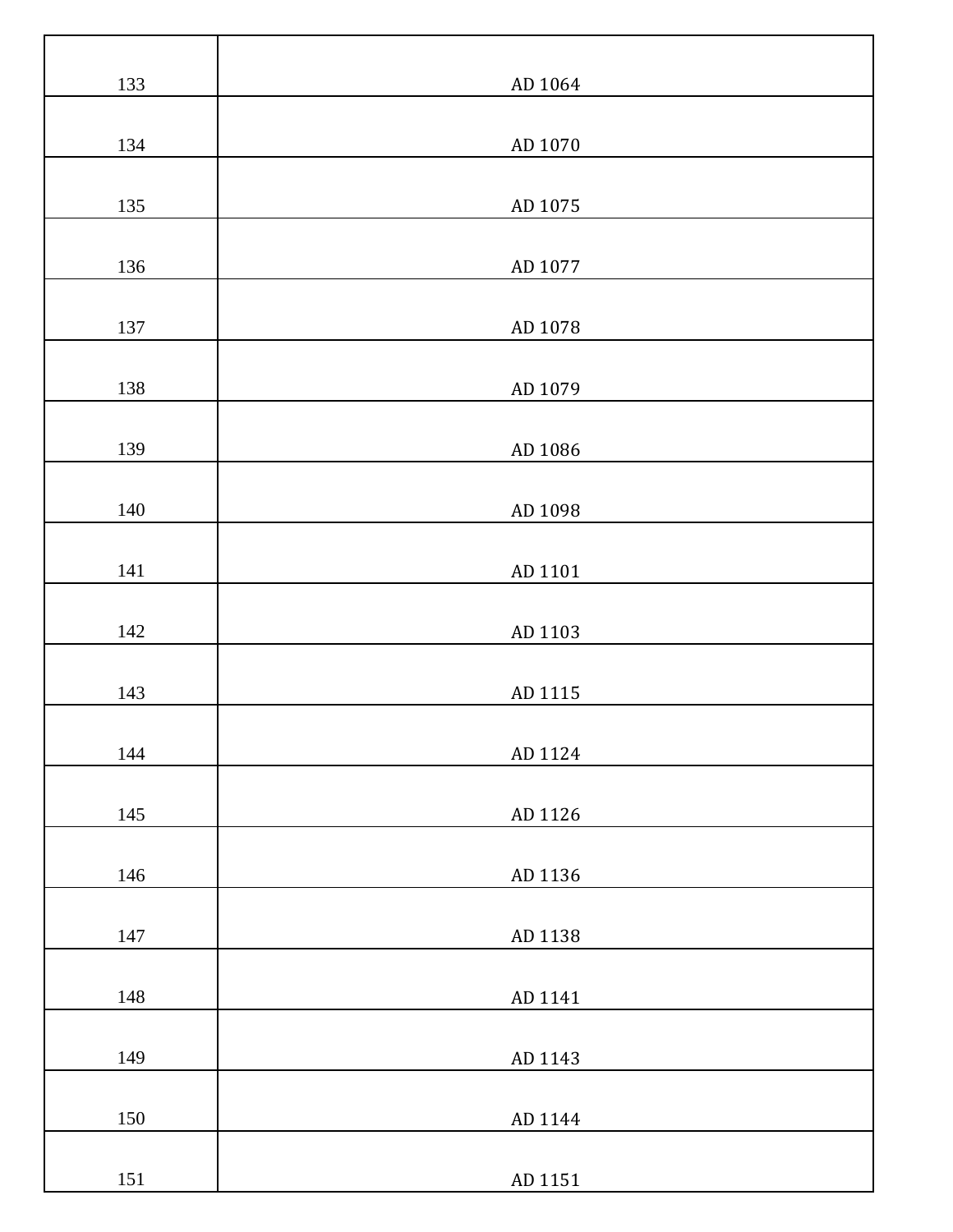| 133 | AD 1064 |
|---|---|
| 134 | AD 1070 |
| 135 | AD 1075 |
| 136 | AD 1077 |
| 137 | AD 1078 |
| 138 | AD 1079 |
| 139 | AD 1086 |
| 140 | AD 1098 |
| 141 | AD 1101 |
| 142 | AD 1103 |
| 143 | AD 1115 |
| 144 | AD 1124 |
| 145 | AD 1126 |
| 146 | AD 1136 |
| 147 | AD 1138 |
| 148 | AD 1141 |
| 149 | AD 1143 |
| 150 | AD 1144 |
| 151 | AD 1151 |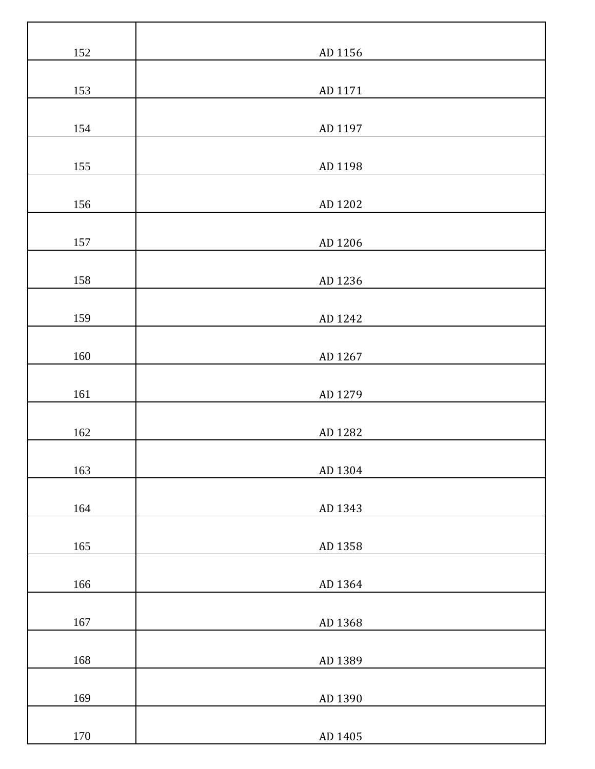| | |
|---|---|
| 152 | AD 1156 |
| 153 | AD 1171 |
| 154 | AD 1197 |
| 155 | AD 1198 |
| 156 | AD 1202 |
| 157 | AD 1206 |
| 158 | AD 1236 |
| 159 | AD 1242 |
| 160 | AD 1267 |
| 161 | AD 1279 |
| 162 | AD 1282 |
| 163 | AD 1304 |
| 164 | AD 1343 |
| 165 | AD 1358 |
| 166 | AD 1364 |
| 167 | AD 1368 |
| 168 | AD 1389 |
| 169 | AD 1390 |
| 170 | AD 1405 |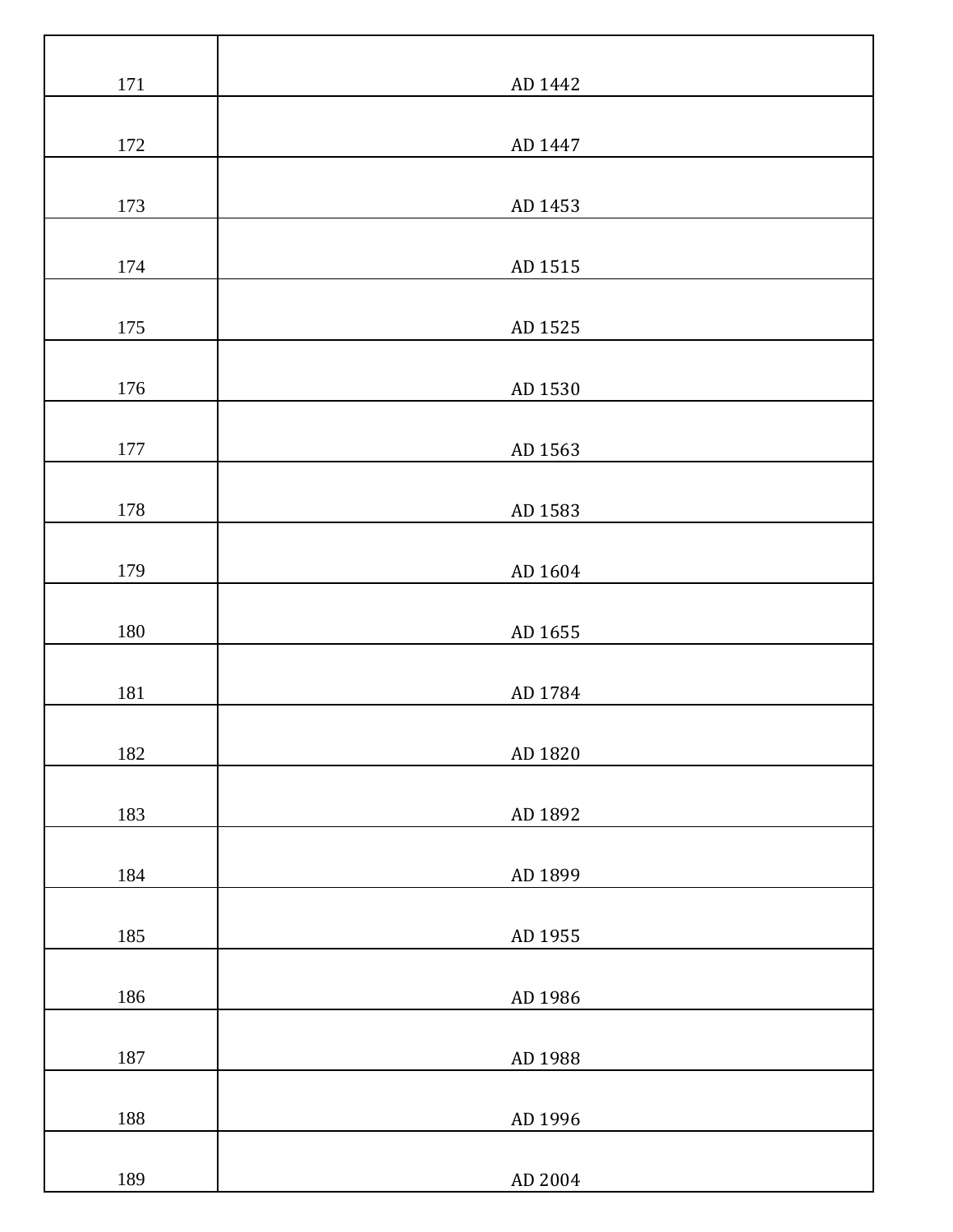| | |
|---|---|
| 171 | AD 1442 |
| 172 | AD 1447 |
| 173 | AD 1453 |
| 174 | AD 1515 |
| 175 | AD 1525 |
| 176 | AD 1530 |
| 177 | AD 1563 |
| 178 | AD 1583 |
| 179 | AD 1604 |
| 180 | AD 1655 |
| 181 | AD 1784 |
| 182 | AD 1820 |
| 183 | AD 1892 |
| 184 | AD 1899 |
| 185 | AD 1955 |
| 186 | AD 1986 |
| 187 | AD 1988 |
| 188 | AD 1996 |
| 189 | AD 2004 |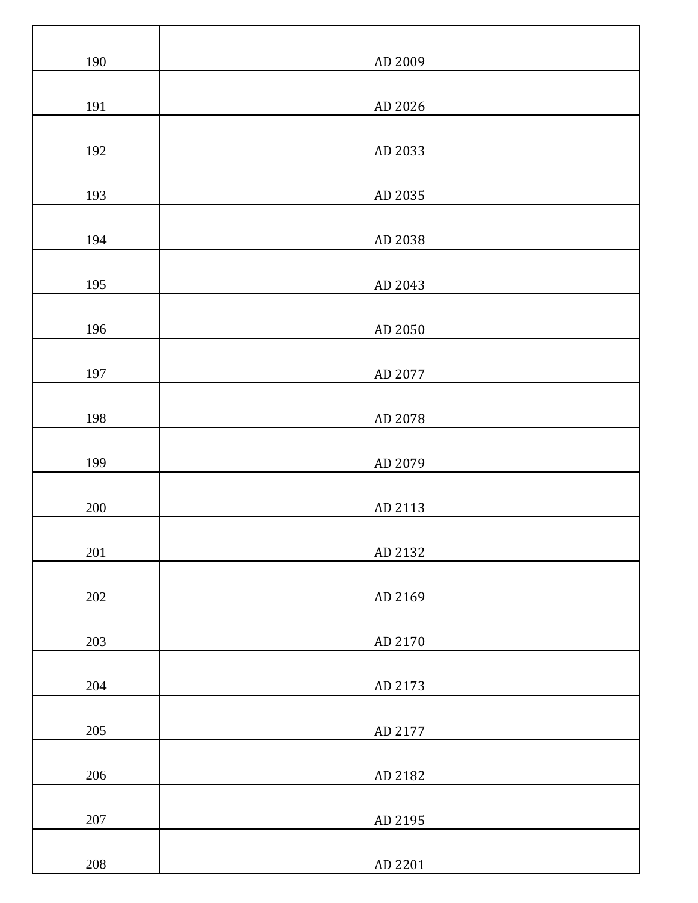| | |
|---|---|
| 190 | AD 2009 |
| 191 | AD 2026 |
| 192 | AD 2033 |
| 193 | AD 2035 |
| 194 | AD 2038 |
| 195 | AD 2043 |
| 196 | AD 2050 |
| 197 | AD 2077 |
| 198 | AD 2078 |
| 199 | AD 2079 |
| 200 | AD 2113 |
| 201 | AD 2132 |
| 202 | AD 2169 |
| 203 | AD 2170 |
| 204 | AD 2173 |
| 205 | AD 2177 |
| 206 | AD 2182 |
| 207 | AD 2195 |
| 208 | AD 2201 |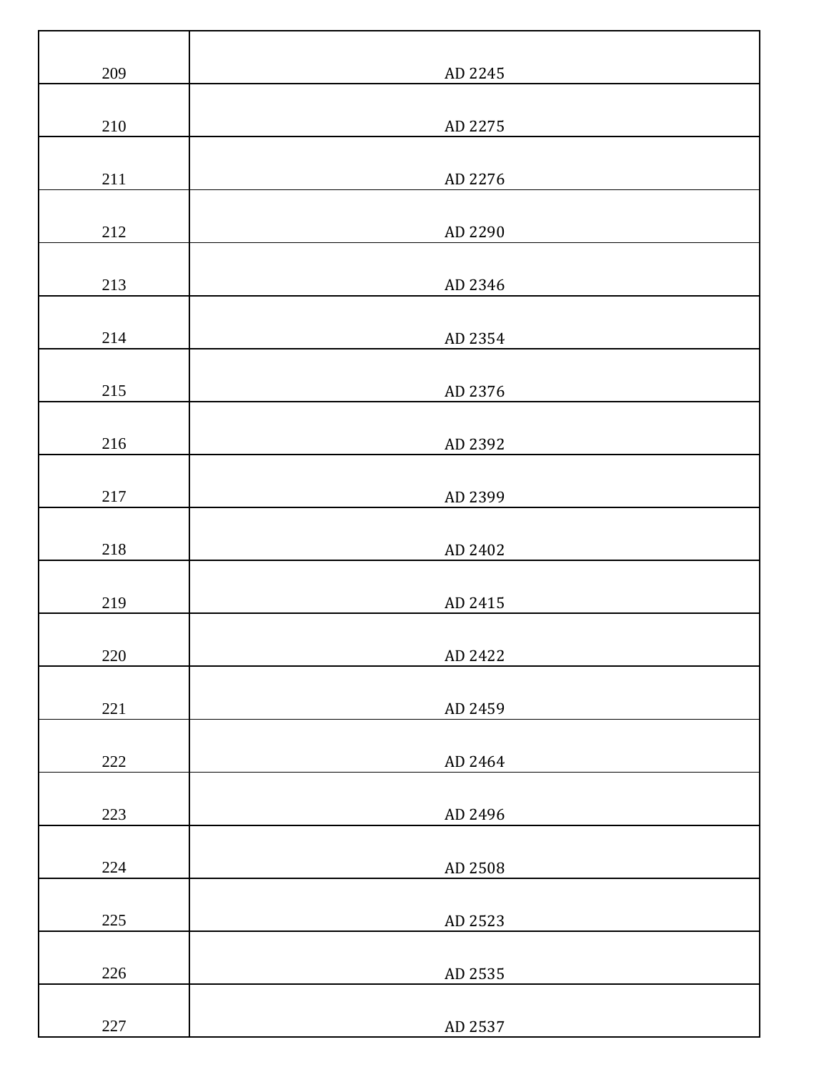| | |
|---|---|
| 209 | AD 2245 |
| 210 | AD 2275 |
| 211 | AD 2276 |
| 212 | AD 2290 |
| 213 | AD 2346 |
| 214 | AD 2354 |
| 215 | AD 2376 |
| 216 | AD 2392 |
| 217 | AD 2399 |
| 218 | AD 2402 |
| 219 | AD 2415 |
| 220 | AD 2422 |
| 221 | AD 2459 |
| 222 | AD 2464 |
| 223 | AD 2496 |
| 224 | AD 2508 |
| 225 | AD 2523 |
| 226 | AD 2535 |
| 227 | AD 2537 |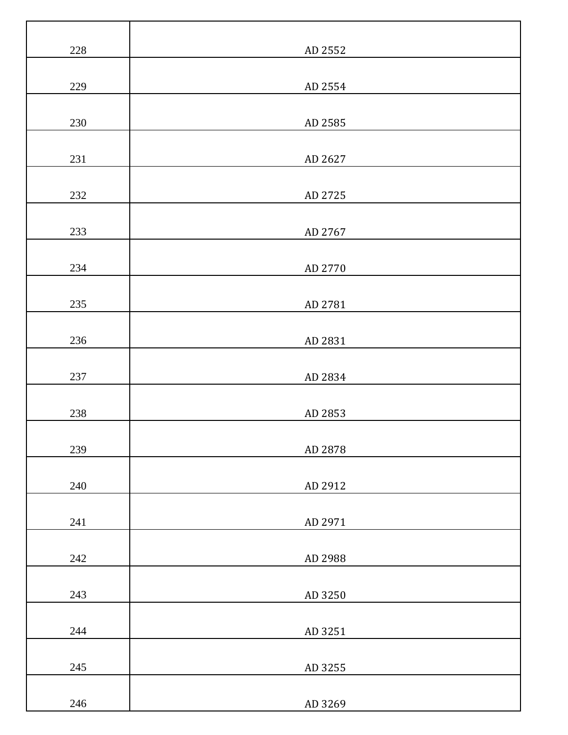| | |
|---|---|
| 228 | AD 2552 |
| 229 | AD 2554 |
| 230 | AD 2585 |
| 231 | AD 2627 |
| 232 | AD 2725 |
| 233 | AD 2767 |
| 234 | AD 2770 |
| 235 | AD 2781 |
| 236 | AD 2831 |
| 237 | AD 2834 |
| 238 | AD 2853 |
| 239 | AD 2878 |
| 240 | AD 2912 |
| 241 | AD 2971 |
| 242 | AD 2988 |
| 243 | AD 3250 |
| 244 | AD 3251 |
| 245 | AD 3255 |
| 246 | AD 3269 |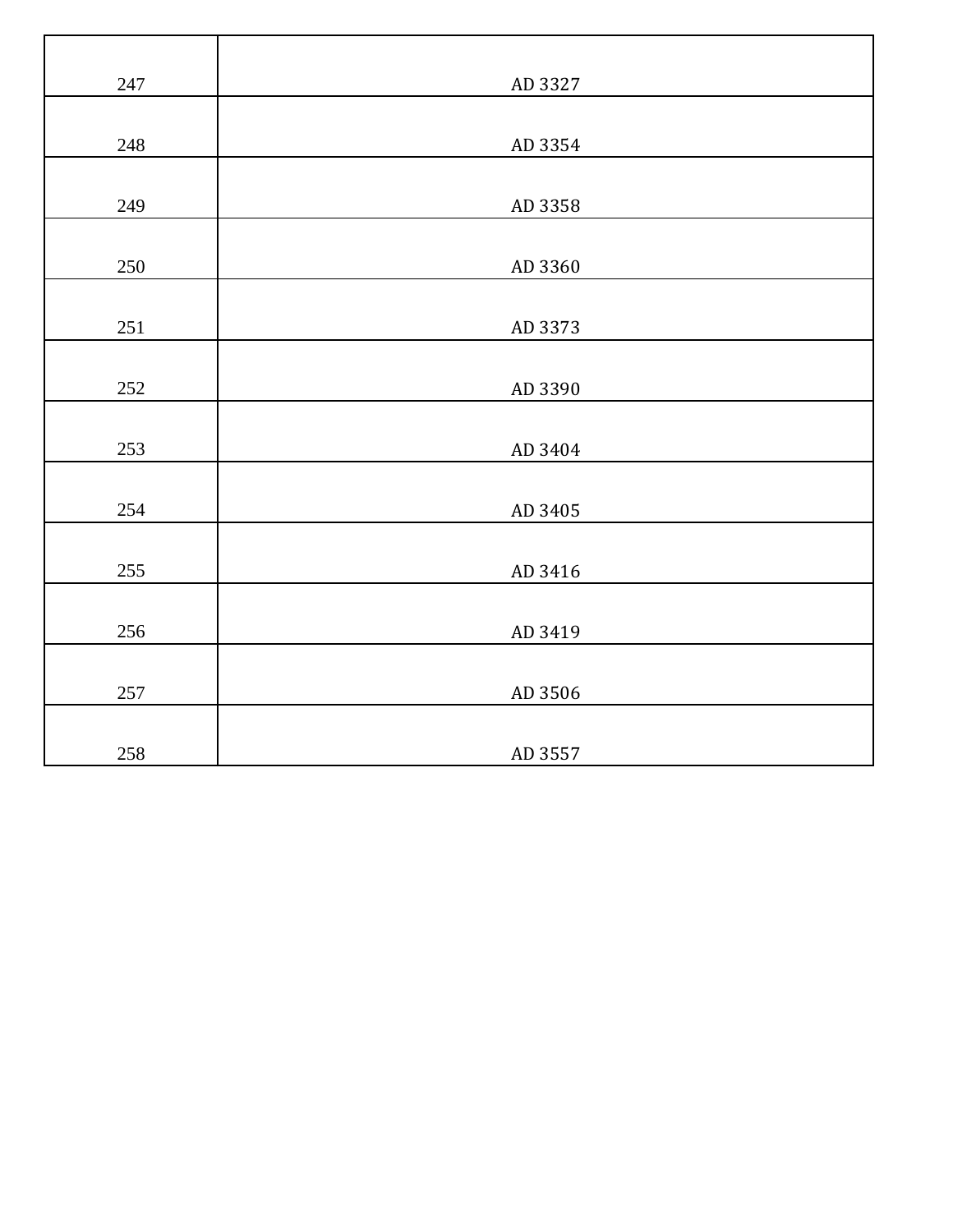| | |
|---|---|
| 247 | AD 3327 |
| 248 | AD 3354 |
| 249 | AD 3358 |
| 250 | AD 3360 |
| 251 | AD 3373 |
| 252 | AD 3390 |
| 253 | AD 3404 |
| 254 | AD 3405 |
| 255 | AD 3416 |
| 256 | AD 3419 |
| 257 | AD 3506 |
| 258 | AD 3557 |